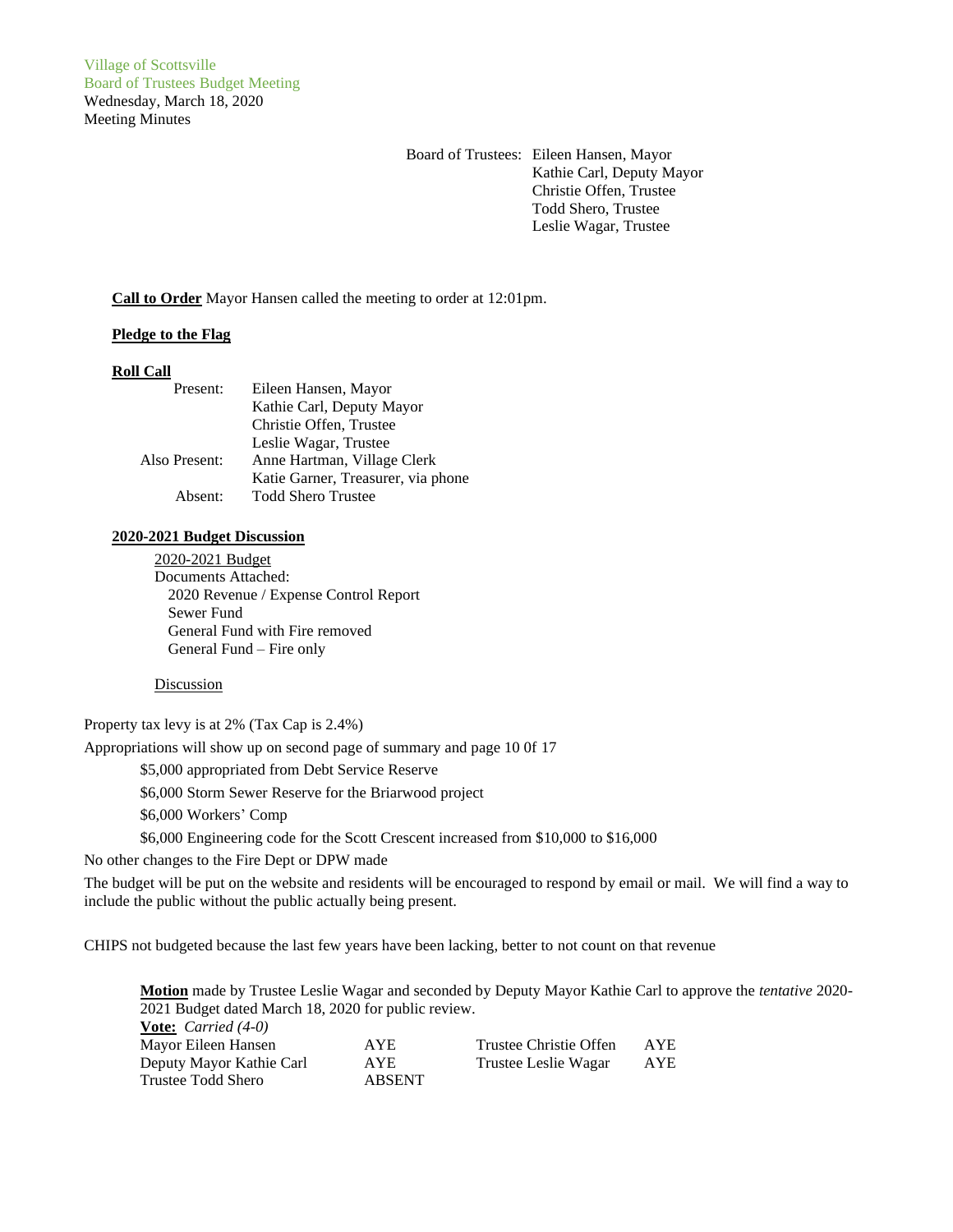Village of Scottsville
Board of Trustees Budget Meeting
Wednesday, March 18, 2020
Meeting Minutes

Board of Trustees: Eileen Hansen, Mayor
Kathie Carl, Deputy Mayor
Christie Offen, Trustee
Todd Shero, Trustee
Leslie Wagar, Trustee

**Call to Order** Mayor Hansen called the meeting to order at 12:01pm.

**Pledge to the Flag**

**Roll Call**

| | |
|---|---|
| Present: | Eileen Hansen, Mayor |
| | Kathie Carl, Deputy Mayor |
| | Christie Offen, Trustee |
| | Leslie Wagar, Trustee |
| Also Present: | Anne Hartman, Village Clerk |
| | Katie Garner, Treasurer, via phone |
| Absent: | Todd Shero Trustee |

**2020-2021 Budget Discussion**

2020-2021 Budget
Documents Attached:
- 2020 Revenue / Expense Control Report
- Sewer Fund
- General Fund with Fire removed
- General Fund – Fire only

Discussion

Property tax levy is at 2% (Tax Cap is 2.4%)

Appropriations will show up on second page of summary and page 10 0f 17

- $5,000 appropriated from Debt Service Reserve
- $6,000 Storm Sewer Reserve for the Briarwood project
- $6,000 Workers' Comp
- $6,000 Engineering code for the Scott Crescent increased from $10,000 to $16,000

No other changes to the Fire Dept or DPW made

The budget will be put on the website and residents will be encouraged to respond by email or mail. We will find a way to include the public without the public actually being present.

CHIPS not budgeted because the last few years have been lacking, better to not count on that revenue

**Motion** made by Trustee Leslie Wagar and seconded by Deputy Mayor Kathie Carl to approve the *tentative* 2020-2021 Budget dated March 18, 2020 for public review.

**Vote:** *Carried (4-0)*

| | | | |
|---|---|---|---|
| Mayor Eileen Hansen | AYE | Trustee Christie Offen | AYE |
| Deputy Mayor Kathie Carl | AYE | Trustee Leslie Wagar | AYE |
| Trustee Todd Shero | ABSENT | | |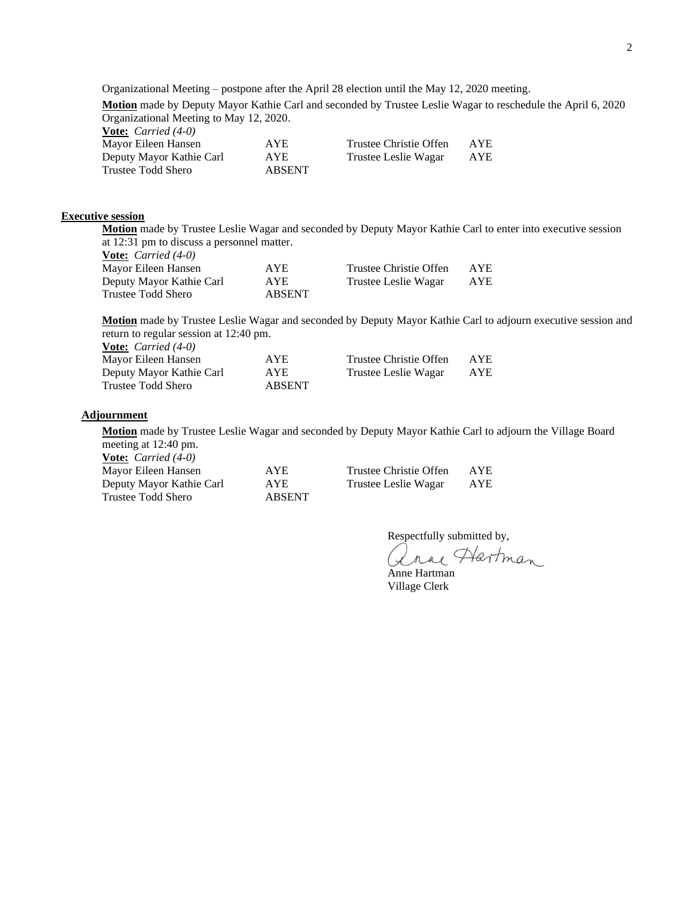Organizational Meeting – postpone after the April 28 election until the May 12, 2020 meeting.

**Motion** made by Deputy Mayor Kathie Carl and seconded by Trustee Leslie Wagar to reschedule the April 6, 2020 Organizational Meeting to May 12, 2020.

**Vote:** *Carried (4-0)*

| | | | |
|---|---|---|---|
| Mayor Eileen Hansen | AYE | Trustee Christie Offen | AYE |
| Deputy Mayor Kathie Carl | AYE | Trustee Leslie Wagar | AYE |
| Trustee Todd Shero | ABSENT | | |

## Executive session

**Motion** made by Trustee Leslie Wagar and seconded by Deputy Mayor Kathie Carl to enter into executive session at 12:31 pm to discuss a personnel matter.

**Vote:** *Carried (4-0)*

| | | | |
|---|---|---|---|
| Mayor Eileen Hansen | AYE | Trustee Christie Offen | AYE |
| Deputy Mayor Kathie Carl | AYE | Trustee Leslie Wagar | AYE |
| Trustee Todd Shero | ABSENT | | |

**Motion** made by Trustee Leslie Wagar and seconded by Deputy Mayor Kathie Carl to adjourn executive session and return to regular session at 12:40 pm.

**Vote:** *Carried (4-0)*

| | | | |
|---|---|---|---|
| Mayor Eileen Hansen | AYE | Trustee Christie Offen | AYE |
| Deputy Mayor Kathie Carl | AYE | Trustee Leslie Wagar | AYE |
| Trustee Todd Shero | ABSENT | | |

## Adjournment

**Motion** made by Trustee Leslie Wagar and seconded by Deputy Mayor Kathie Carl to adjourn the Village Board meeting at 12:40 pm.

**Vote:** *Carried (4-0)*

| | | | |
|---|---|---|---|
| Mayor Eileen Hansen | AYE | Trustee Christie Offen | AYE |
| Deputy Mayor Kathie Carl | AYE | Trustee Leslie Wagar | AYE |
| Trustee Todd Shero | ABSENT | | |

Respectfully submitted by,

Anne Hartman

Anne Hartman
Village Clerk